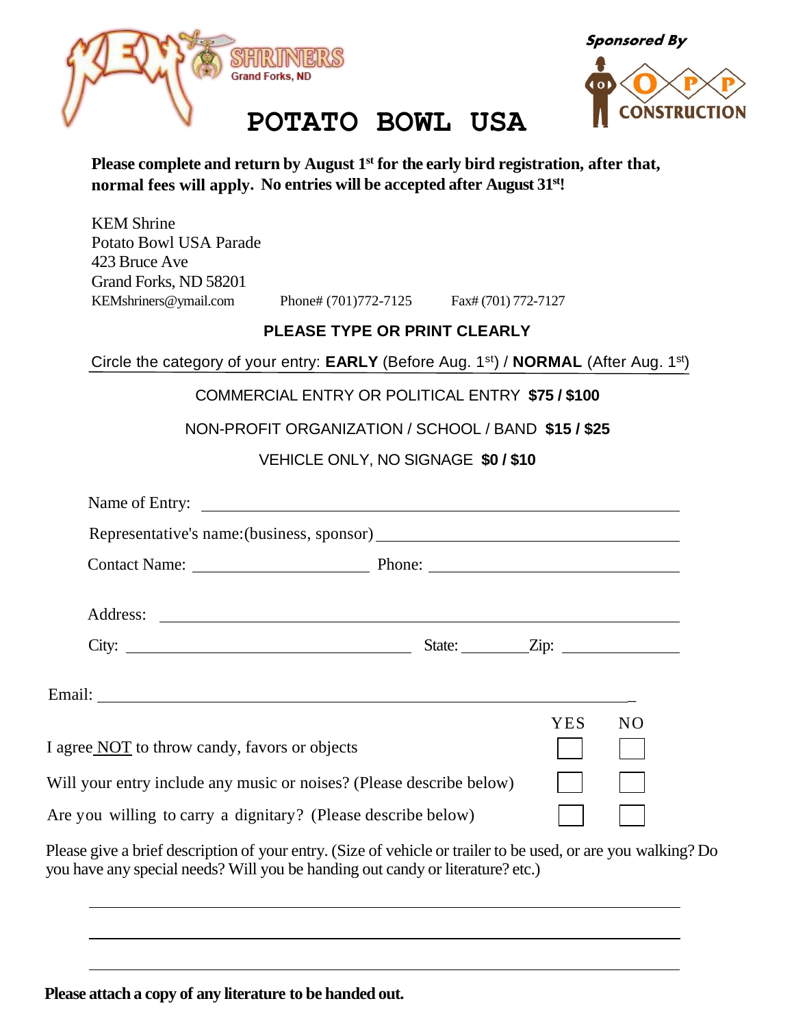KEM SHRINERS Grand Forks, ND

Sponsored By

OPP CONSTRUCTION

# POTATO BOWL USA

**Please complete and return by August 1st for the early bird registration, after that, normal fees will apply. No entries will be accepted after August 31st!**

KEM Shrine
Potato Bowl USA Parade
423 Bruce Ave
Grand Forks, ND 58201
KEMshriners@ymail.com Phone# (701)772-7125 Fax# (701) 772-7127

**PLEASE TYPE OR PRINT CLEARLY**

Circle the category of your entry: **EARLY** (Before Aug. 1st) / **NORMAL** (After Aug. 1st)

COMMERCIAL ENTRY OR POLITICAL ENTRY **$75 / $100**

NON-PROFIT ORGANIZATION / SCHOOL / BAND **$15 / $25**

VEHICLE ONLY, NO SIGNAGE **$0 / $10**

Name of Entry: ______________________________________________

Representative's name:(business, sponsor) ______________________________

Contact Name: ____________________ Phone: ______________________

Address: ______________________________________________

City: ____________________________ State: ________ Zip: ____________

Email: ______________________________________________

| | YES | NO |
|---|---|---|
| I agree NOT to throw candy, favors or objects | ☐ | ☐ |
| Will your entry include any music or noises? (Please describe below) | ☐ | ☐ |
| Are you willing to carry a dignitary? (Please describe below) | ☐ | ☐ |

Please give a brief description of your entry. (Size of vehicle or trailer to be used, or are you walking? Do you have any special needs? Will you be handing out candy or literature? etc.)

______________________________________________

______________________________________________

______________________________________________

**Please attach a copy of any literature to be handed out.**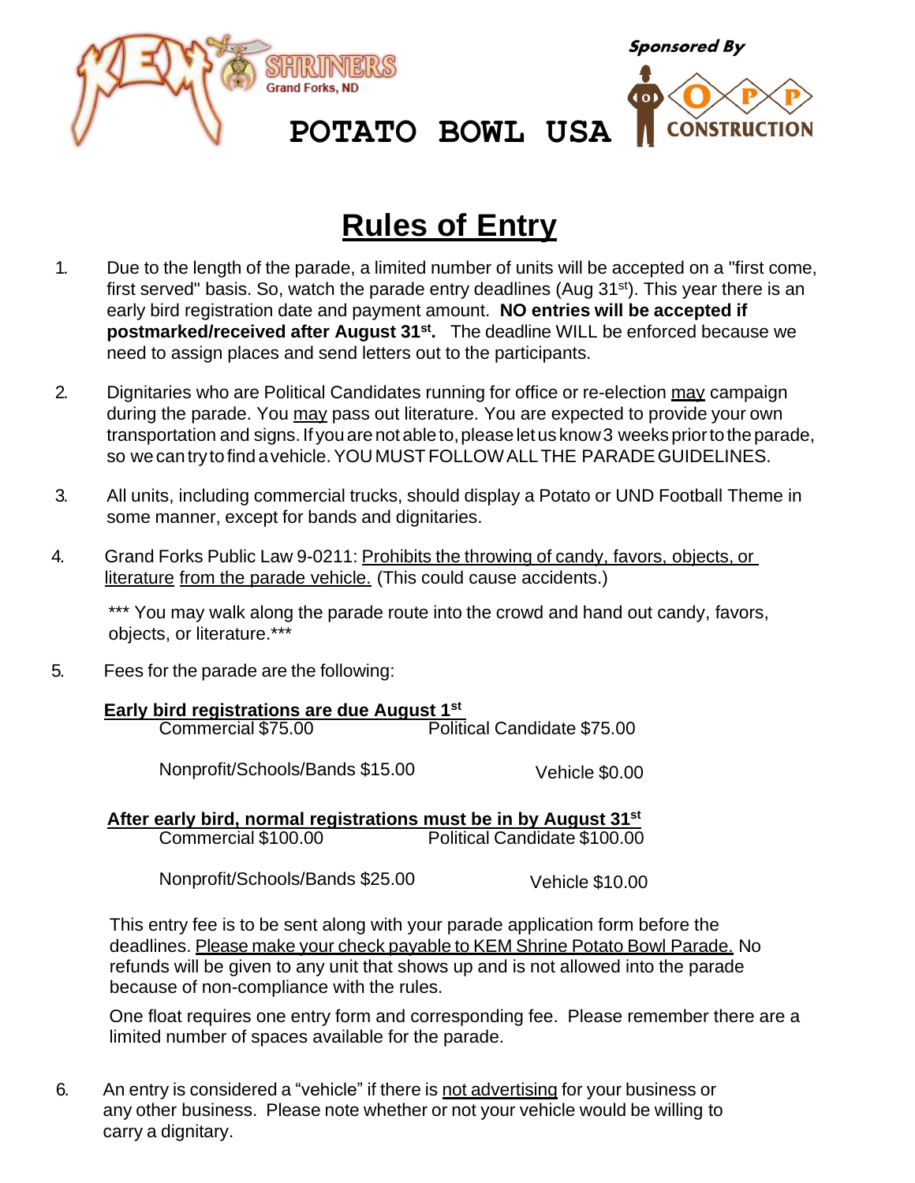KEM SHRINERS Grand Forks, ND

POTATO BOWL USA

Sponsored By OPP CONSTRUCTION

# Rules of Entry

1. Due to the length of the parade, a limited number of units will be accepted on a "first come, first served" basis. So, watch the parade entry deadlines (Aug 31st). This year there is an early bird registration date and payment amount. **NO entries will be accepted if postmarked/received after August 31st.** The deadline WILL be enforced because we need to assign places and send letters out to the participants.

2. Dignitaries who are Political Candidates running for office or re-election may campaign during the parade. You may pass out literature. You are expected to provide your own transportation and signs. If you are not able to, please let us know 3 weeks prior to the parade, so we can try to find a vehicle. YOU MUST FOLLOW ALL THE PARADE GUIDELINES.

3. All units, including commercial trucks, should display a Potato or UND Football Theme in some manner, except for bands and dignitaries.

4. Grand Forks Public Law 9-0211: Prohibits the throwing of candy, favors, objects, or literature from the parade vehicle. (This could cause accidents.)

   *** You may walk along the parade route into the crowd and hand out candy, favors, objects, or literature.***

5. Fees for the parade are the following:

   **Early bird registrations are due August 1st**

   | | |
   |---|---|
   | Commercial $75.00 | Political Candidate $75.00 |
   | Nonprofit/Schools/Bands $15.00 | Vehicle $0.00 |

   **After early bird, normal registrations must be in by August 31st**

   | | |
   |---|---|
   | Commercial $100.00 | Political Candidate $100.00 |
   | Nonprofit/Schools/Bands $25.00 | Vehicle $10.00 |

   This entry fee is to be sent along with your parade application form before the deadlines. Please make your check payable to KEM Shrine Potato Bowl Parade. No refunds will be given to any unit that shows up and is not allowed into the parade because of non-compliance with the rules.

   One float requires one entry form and corresponding fee. Please remember there are a limited number of spaces available for the parade.

6. An entry is considered a "vehicle" if there is not advertising for your business or any other business. Please note whether or not your vehicle would be willing to carry a dignitary.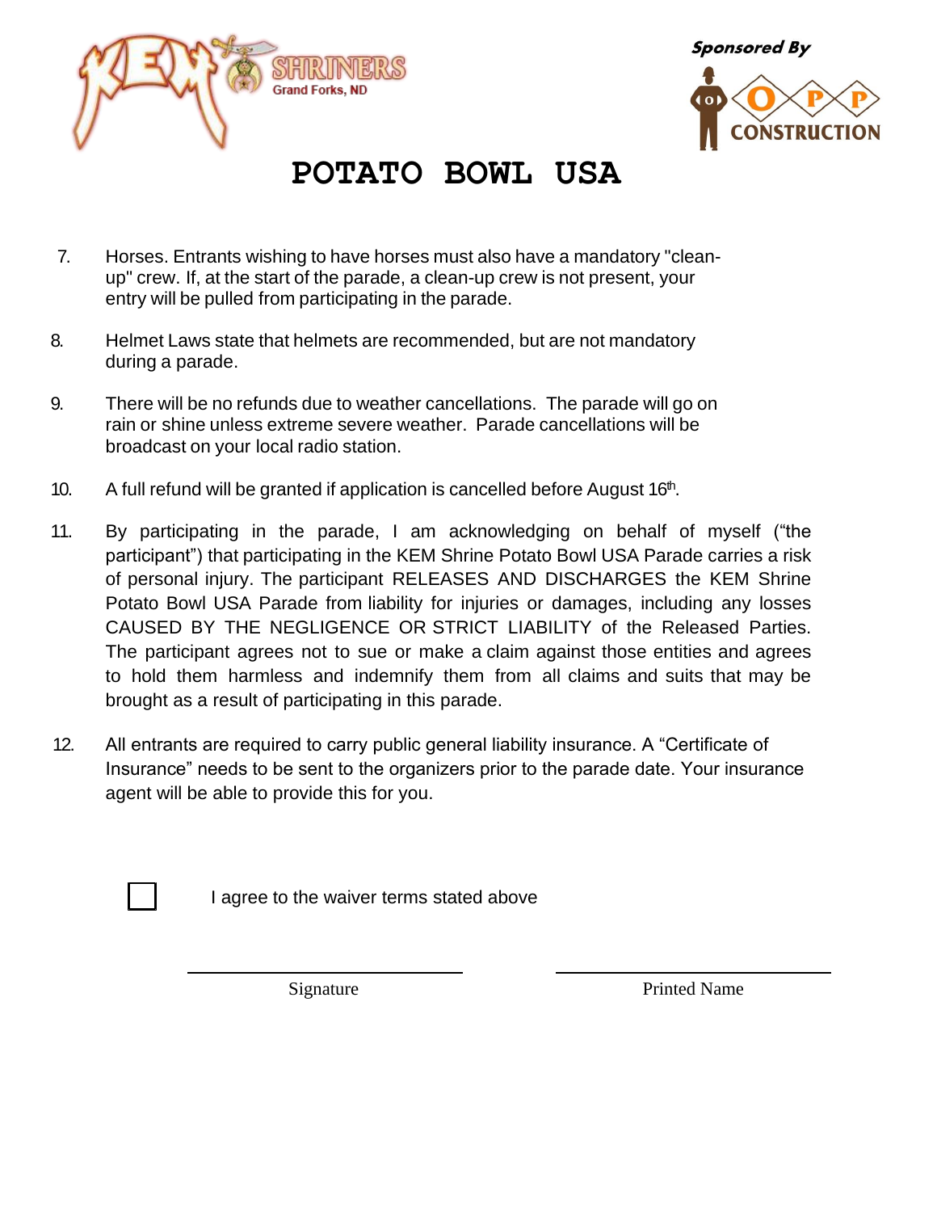KEM SHRINERS Grand Forks, ND

Sponsored By

OPP CONSTRUCTION

# POTATO BOWL USA

7. Horses. Entrants wishing to have horses must also have a mandatory "clean-up" crew. If, at the start of the parade, a clean-up crew is not present, your entry will be pulled from participating in the parade.

8. Helmet Laws state that helmets are recommended, but are not mandatory during a parade.

9. There will be no refunds due to weather cancellations. The parade will go on rain or shine unless extreme severe weather. Parade cancellations will be broadcast on your local radio station.

10. A full refund will be granted if application is cancelled before August 16th.

11. By participating in the parade, I am acknowledging on behalf of myself ("the participant") that participating in the KEM Shrine Potato Bowl USA Parade carries a risk of personal injury. The participant RELEASES AND DISCHARGES the KEM Shrine Potato Bowl USA Parade from liability for injuries or damages, including any losses CAUSED BY THE NEGLIGENCE OR STRICT LIABILITY of the Released Parties. The participant agrees not to sue or make a claim against those entities and agrees to hold them harmless and indemnify them from all claims and suits that may be brought as a result of participating in this parade.

12. All entrants are required to carry public general liability insurance. A "Certificate of Insurance" needs to be sent to the organizers prior to the parade date. Your insurance agent will be able to provide this for you.

☐ I agree to the waiver terms stated above

| Signature | Printed Name |
|---|---|
| | |